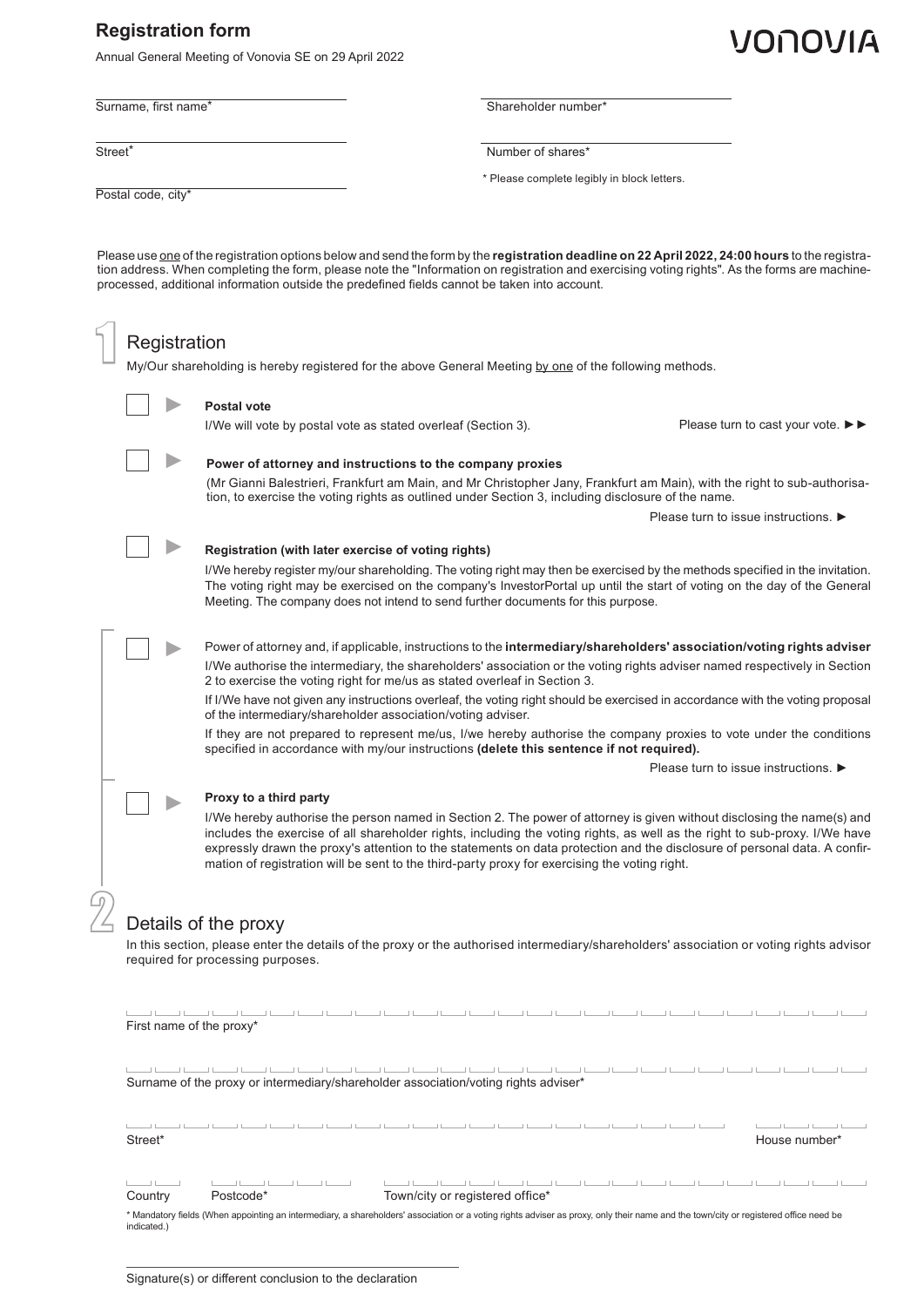# Registration form

Annual General Meeting of Vonovia SE on 29 April 2022

VONOVIA

Surname, first name*

Street*

Postal code, city*

Shareholder number*

Number of shares*

\* Please complete legibly in block letters.

Please use one of the registration options below and send the form by the **registration deadline on 22 April 2022, 24:00 hours** to the registration address. When completing the form, please note the "Information on registration and exercising voting rights". As the forms are machine-processed, additional information outside the predefined fields cannot be taken into account.

## 1 Registration

My/Our shareholding is hereby registered for the above General Meeting by one of the following methods.

☐ ► **Postal vote**

I/We will vote by postal vote as stated overleaf (Section 3).

Please turn to cast your vote. ►►

☐ ► **Power of attorney and instructions to the company proxies**

(Mr Gianni Balestrieri, Frankfurt am Main, and Mr Christopher Jany, Frankfurt am Main), with the right to sub-authorisation, to exercise the voting rights as outlined under Section 3, including disclosure of the name.

Please turn to issue instructions. ►

☐ ► **Registration (with later exercise of voting rights)**

I/We hereby register my/our shareholding. The voting right may then be exercised by the methods specified in the invitation. The voting right may be exercised on the company's InvestorPortal up until the start of voting on the day of the General Meeting. The company does not intend to send further documents for this purpose.

☐ ► Power of attorney and, if applicable, instructions to the **intermediary/shareholders' association/voting rights adviser**

I/We authorise the intermediary, the shareholders' association or the voting rights adviser named respectively in Section 2 to exercise the voting right for me/us as stated overleaf in Section 3.

If I/We have not given any instructions overleaf, the voting right should be exercised in accordance with the voting proposal of the intermediary/shareholder association/voting adviser.

If they are not prepared to represent me/us, I/we hereby authorise the company proxies to vote under the conditions specified in accordance with my/our instructions **(delete this sentence if not required).**

Please turn to issue instructions. ►

☐ ► **Proxy to a third party**

I/We hereby authorise the person named in Section 2. The power of attorney is given without disclosing the name(s) and includes the exercise of all shareholder rights, including the voting rights, as well as the right to sub-proxy. I/We have expressly drawn the proxy's attention to the statements on data protection and the disclosure of personal data. A confirmation of registration will be sent to the third-party proxy for exercising the voting right.

## 2 Details of the proxy

In this section, please enter the details of the proxy or the authorised intermediary/shareholders' association or voting rights advisor required for processing purposes.

First name of the proxy*

Surname of the proxy or intermediary/shareholder association/voting rights adviser*

Street*

House number*

Country

Postcode*

Town/city or registered office*

\* Mandatory fields (When appointing an intermediary, a shareholders' association or a voting rights adviser as proxy, only their name and the town/city or registered office need be indicated.)

Signature(s) or different conclusion to the declaration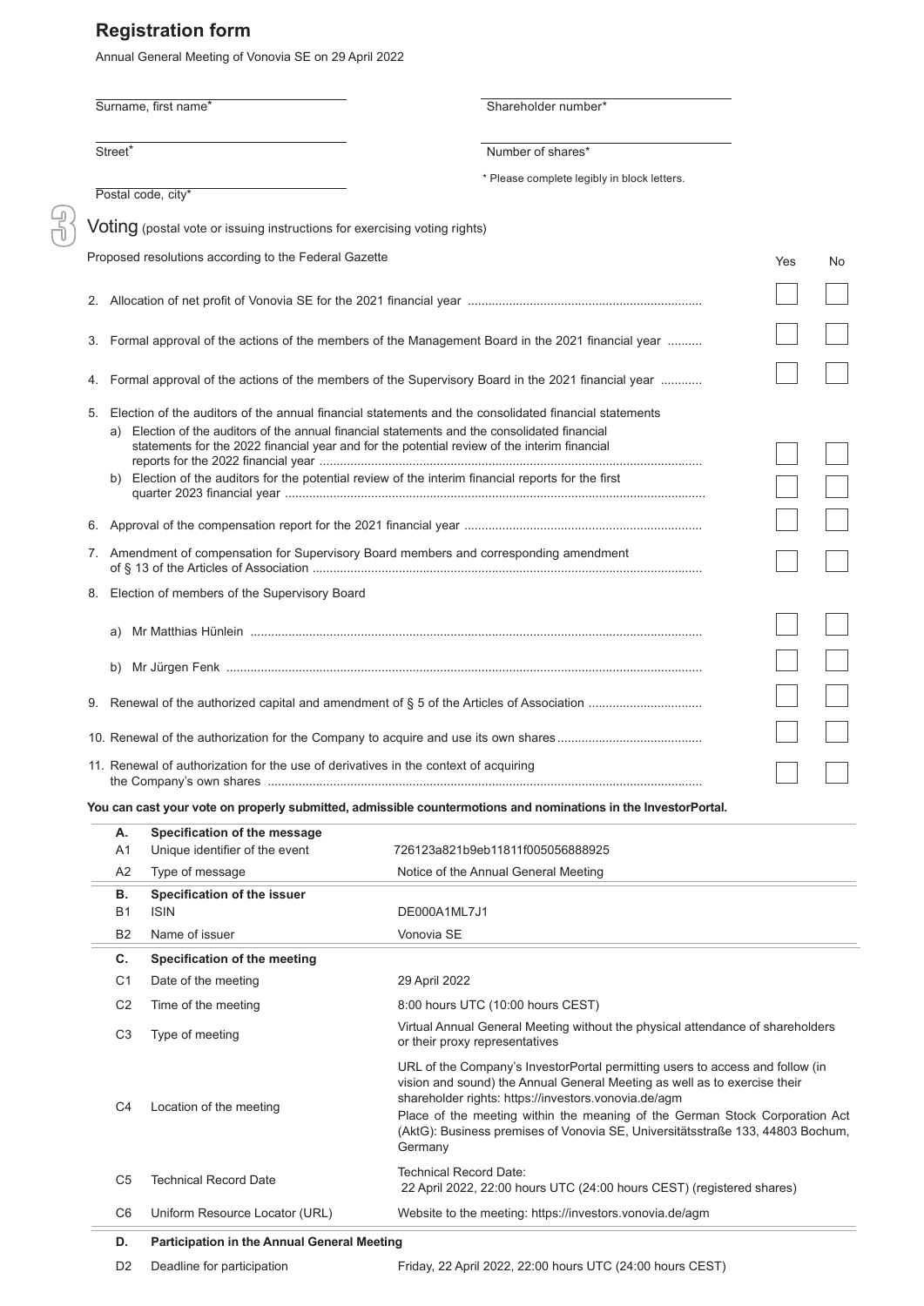## Registration form

Annual General Meeting of Vonovia SE on 29 April 2022

Surname, first name*

Street*

Postal code, city*

Shareholder number*

Number of shares*

\* Please complete legibly in block letters.

### 3 Voting (postal vote or issuing instructions for exercising voting rights)

| Proposed resolutions according to the Federal Gazette | Yes | No |
|---|---|---|
| 2. Allocation of net profit of Vonovia SE for the 2021 financial year | ☐ | ☐ |
| 3. Formal approval of the actions of the members of the Management Board in the 2021 financial year | ☐ | ☐ |
| 4. Formal approval of the actions of the members of the Supervisory Board in the 2021 financial year | ☐ | ☐ |
| 5. Election of the auditors of the annual financial statements and the consolidated financial statements | | |
| a) Election of the auditors of the annual financial statements and the consolidated financial statements for the 2022 financial year and for the potential review of the interim financial reports for the 2022 financial year | ☐ | ☐ |
| b) Election of the auditors for the potential review of the interim financial reports for the first quarter 2023 financial year | ☐ | ☐ |
| 6. Approval of the compensation report for the 2021 financial year | ☐ | ☐ |
| 7. Amendment of compensation for Supervisory Board members and corresponding amendment of § 13 of the Articles of Association | ☐ | ☐ |
| 8. Election of members of the Supervisory Board | | |
| a) Mr Matthias Hünlein | ☐ | ☐ |
| b) Mr Jürgen Fenk | ☐ | ☐ |
| 9. Renewal of the authorized capital and amendment of § 5 of the Articles of Association | ☐ | ☐ |
| 10. Renewal of the authorization for the Company to acquire and use its own shares | ☐ | ☐ |
| 11. Renewal of authorization for the use of derivatives in the context of acquiring the Company's own shares | ☐ | ☐ |

**You can cast your vote on properly submitted, admissible countermotions and nominations in the InvestorPortal.**

| | | |
|---|---|---|
| **A.** | **Specification of the message** | |
| A1 | Unique identifier of the event | 726123a821b9eb11811f005056888925 |
| A2 | Type of message | Notice of the Annual General Meeting |
| **B.** | **Specification of the issuer** | |
| B1 | ISIN | DE000A1ML7J1 |
| B2 | Name of issuer | Vonovia SE |
| **C.** | **Specification of the meeting** | |
| C1 | Date of the meeting | 29 April 2022 |
| C2 | Time of the meeting | 8:00 hours UTC (10:00 hours CEST) |
| C3 | Type of meeting | Virtual Annual General Meeting without the physical attendance of shareholders or their proxy representatives |
| C4 | Location of the meeting | URL of the Company's InvestorPortal permitting users to access and follow (in vision and sound) the Annual General Meeting as well as to exercise their shareholder rights: https://investors.vonovia.de/agm<br>Place of the meeting within the meaning of the German Stock Corporation Act (AktG): Business premises of Vonovia SE, Universitätsstraße 133, 44803 Bochum, Germany |
| C5 | Technical Record Date | Technical Record Date:<br>22 April 2022, 22:00 hours UTC (24:00 hours CEST) (registered shares) |
| C6 | Uniform Resource Locator (URL) | Website to the meeting: https://investors.vonovia.de/agm |
| **D.** | **Participation in the Annual General Meeting** | |
| D2 | Deadline for participation | Friday, 22 April 2022, 22:00 hours UTC (24:00 hours CEST) |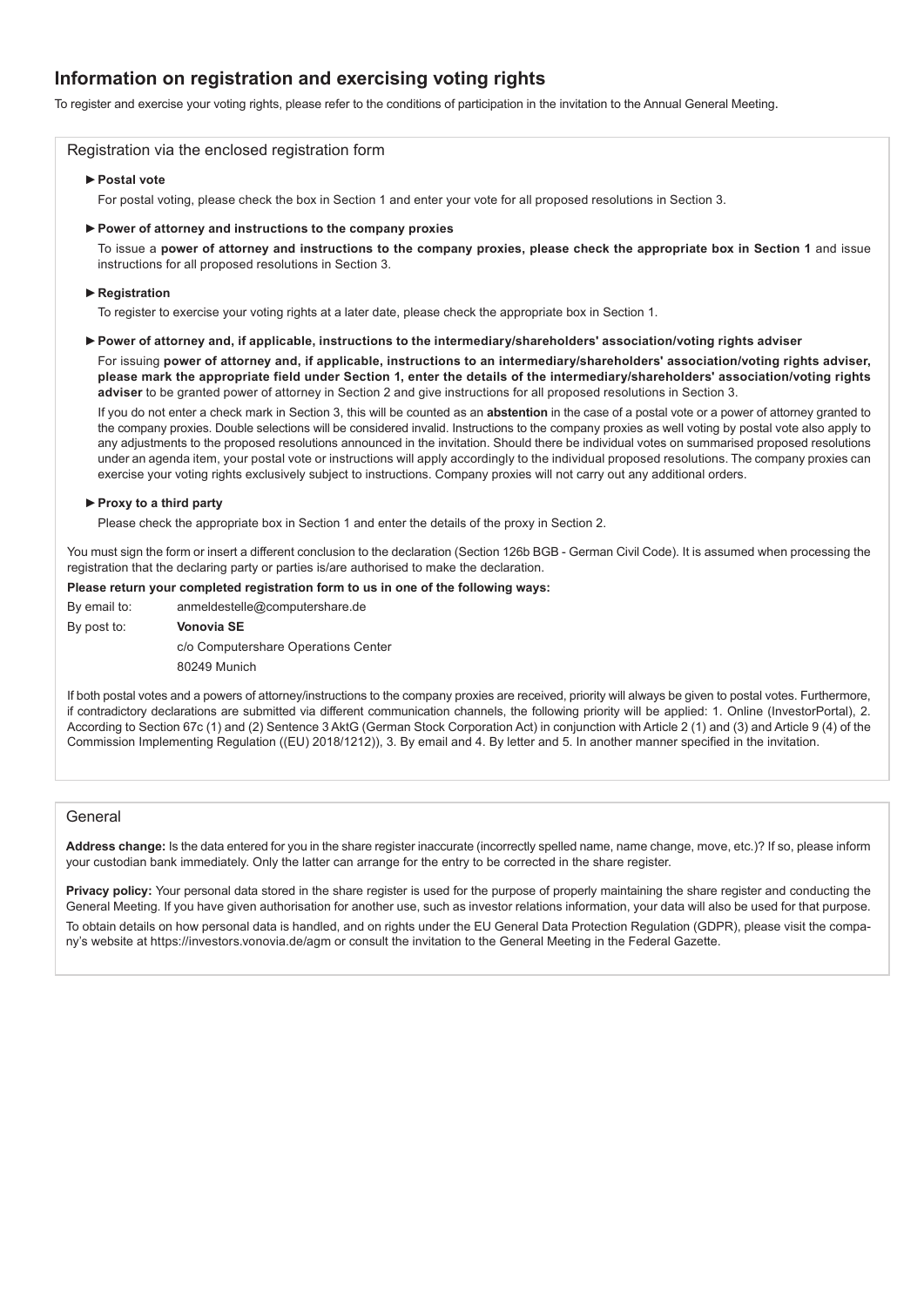## Information on registration and exercising voting rights

To register and exercise your voting rights, please refer to the conditions of participation in the invitation to the Annual General Meeting.

### Registration via the enclosed registration form

► **Postal vote**

For postal voting, please check the box in Section 1 and enter your vote for all proposed resolutions in Section 3.

► **Power of attorney and instructions to the company proxies**

To issue a **power of attorney and instructions to the company proxies, please check the appropriate box in Section 1** and issue instructions for all proposed resolutions in Section 3.

► **Registration**

To register to exercise your voting rights at a later date, please check the appropriate box in Section 1.

► **Power of attorney and, if applicable, instructions to the intermediary/shareholders' association/voting rights adviser**

For issuing **power of attorney and, if applicable, instructions to an intermediary/shareholders' association/voting rights adviser, please mark the appropriate field under Section 1, enter the details of the intermediary/shareholders' association/voting rights adviser** to be granted power of attorney in Section 2 and give instructions for all proposed resolutions in Section 3.

If you do not enter a check mark in Section 3, this will be counted as an **abstention** in the case of a postal vote or a power of attorney granted to the company proxies. Double selections will be considered invalid. Instructions to the company proxies as well voting by postal vote also apply to any adjustments to the proposed resolutions announced in the invitation. Should there be individual votes on summarised proposed resolutions under an agenda item, your postal vote or instructions will apply accordingly to the individual proposed resolutions. The company proxies can exercise your voting rights exclusively subject to instructions. Company proxies will not carry out any additional orders.

► **Proxy to a third party**

Please check the appropriate box in Section 1 and enter the details of the proxy in Section 2.

You must sign the form or insert a different conclusion to the declaration (Section 126b BGB - German Civil Code). It is assumed when processing the registration that the declaring party or parties is/are authorised to make the declaration.

**Please return your completed registration form to us in one of the following ways:**

| | |
|---|---|
| By email to: | anmeldestelle@computershare.de |
| By post to: | **Vonovia SE** |
| | c/o Computershare Operations Center |
| | 80249 Munich |

If both postal votes and a powers of attorney/instructions to the company proxies are received, priority will always be given to postal votes. Furthermore, if contradictory declarations are submitted via different communication channels, the following priority will be applied: 1. Online (InvestorPortal), 2. According to Section 67c (1) and (2) Sentence 3 AktG (German Stock Corporation Act) in conjunction with Article 2 (1) and (3) and Article 9 (4) of the Commission Implementing Regulation ((EU) 2018/1212)), 3. By email and 4. By letter and 5. In another manner specified in the invitation.

### General

**Address change:** Is the data entered for you in the share register inaccurate (incorrectly spelled name, name change, move, etc.)? If so, please inform your custodian bank immediately. Only the latter can arrange for the entry to be corrected in the share register.

**Privacy policy:** Your personal data stored in the share register is used for the purpose of properly maintaining the share register and conducting the General Meeting. If you have given authorisation for another use, such as investor relations information, your data will also be used for that purpose.

To obtain details on how personal data is handled, and on rights under the EU General Data Protection Regulation (GDPR), please visit the company's website at https://investors.vonovia.de/agm or consult the invitation to the General Meeting in the Federal Gazette.